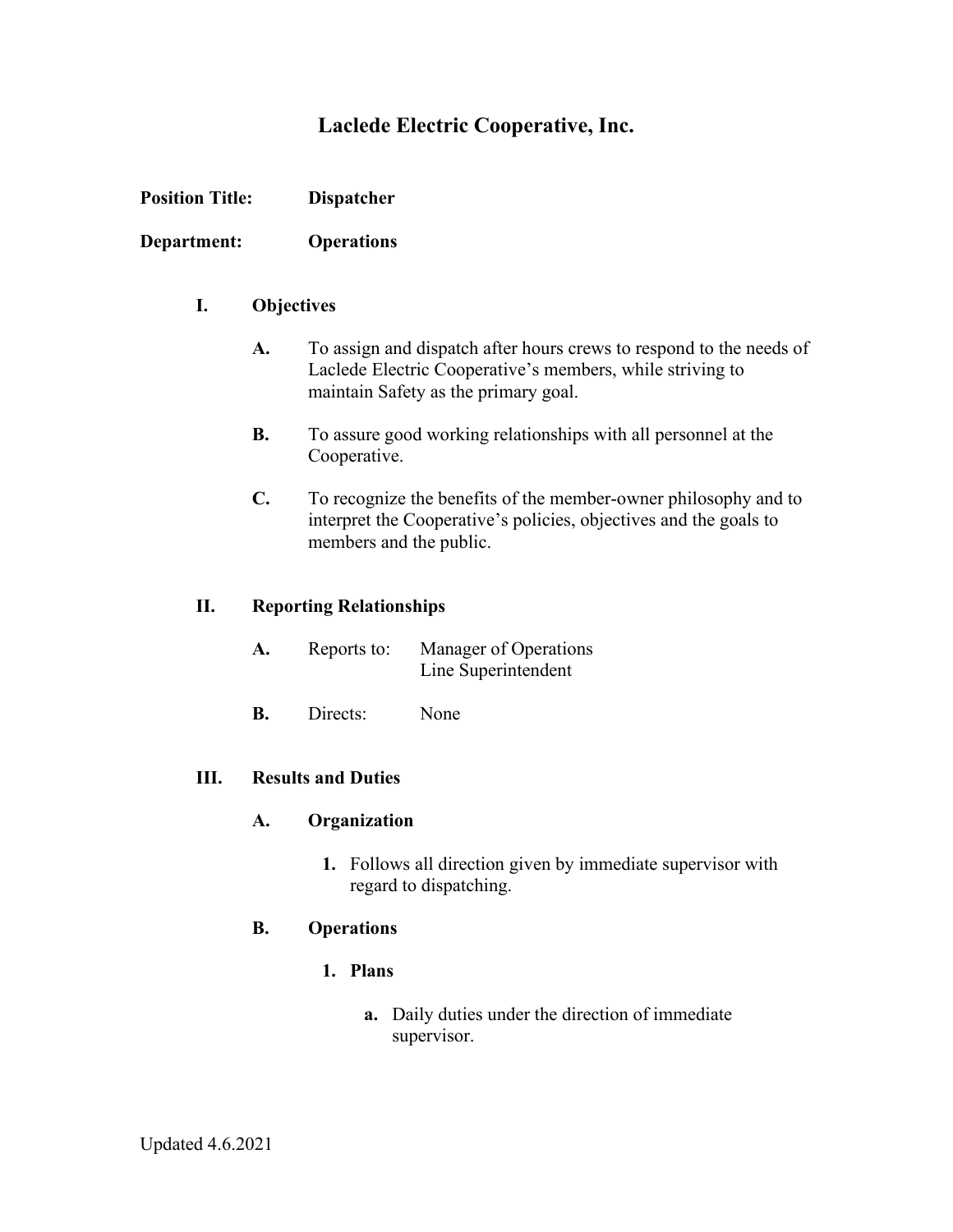# Laclede Electric Cooperative, Inc.

**Position Title:** **Dispatcher**

**Department:** **Operations**

## I. Objectives

**A.** To assign and dispatch after hours crews to respond to the needs of Laclede Electric Cooperative's members, while striving to maintain Safety as the primary goal.

**B.** To assure good working relationships with all personnel at the Cooperative.

**C.** To recognize the benefits of the member-owner philosophy and to interpret the Cooperative's policies, objectives and the goals to members and the public.

## II. Reporting Relationships

**A.** Reports to: Manager of Operations
Line Superintendent

**B.** Directs: None

## III. Results and Duties

### A. Organization

1. Follows all direction given by immediate supervisor with regard to dispatching.

### B. Operations

#### 1. Plans

a. Daily duties under the direction of immediate supervisor.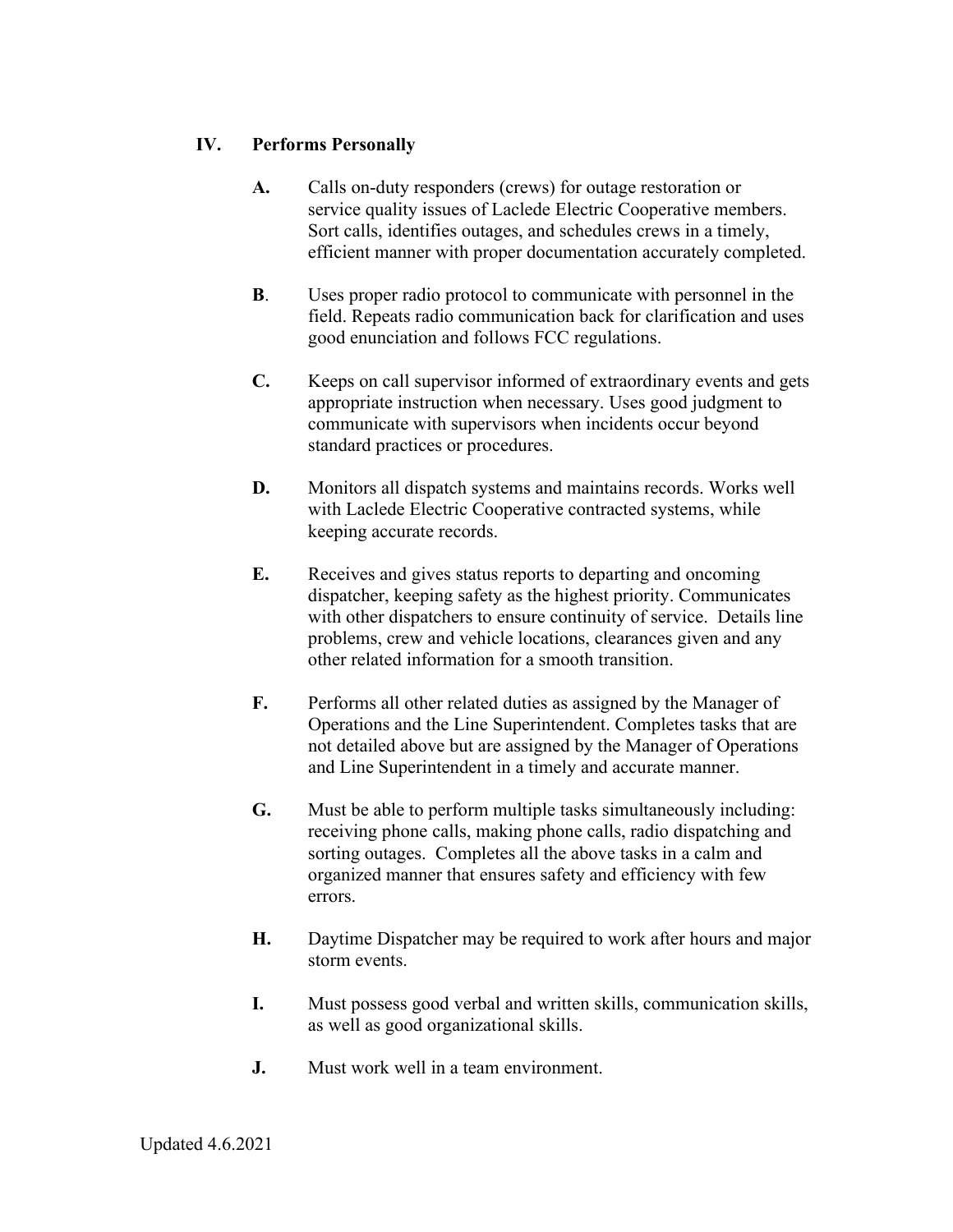## IV. Performs Personally

**A.** Calls on-duty responders (crews) for outage restoration or service quality issues of Laclede Electric Cooperative members. Sort calls, identifies outages, and schedules crews in a timely, efficient manner with proper documentation accurately completed.

**B**. Uses proper radio protocol to communicate with personnel in the field. Repeats radio communication back for clarification and uses good enunciation and follows FCC regulations.

**C.** Keeps on call supervisor informed of extraordinary events and gets appropriate instruction when necessary. Uses good judgment to communicate with supervisors when incidents occur beyond standard practices or procedures.

**D.** Monitors all dispatch systems and maintains records. Works well with Laclede Electric Cooperative contracted systems, while keeping accurate records.

**E.** Receives and gives status reports to departing and oncoming dispatcher, keeping safety as the highest priority. Communicates with other dispatchers to ensure continuity of service. Details line problems, crew and vehicle locations, clearances given and any other related information for a smooth transition.

**F.** Performs all other related duties as assigned by the Manager of Operations and the Line Superintendent. Completes tasks that are not detailed above but are assigned by the Manager of Operations and Line Superintendent in a timely and accurate manner.

**G.** Must be able to perform multiple tasks simultaneously including: receiving phone calls, making phone calls, radio dispatching and sorting outages. Completes all the above tasks in a calm and organized manner that ensures safety and efficiency with few errors.

**H.** Daytime Dispatcher may be required to work after hours and major storm events.

**I.** Must possess good verbal and written skills, communication skills, as well as good organizational skills.

**J.** Must work well in a team environment.

Updated 4.6.2021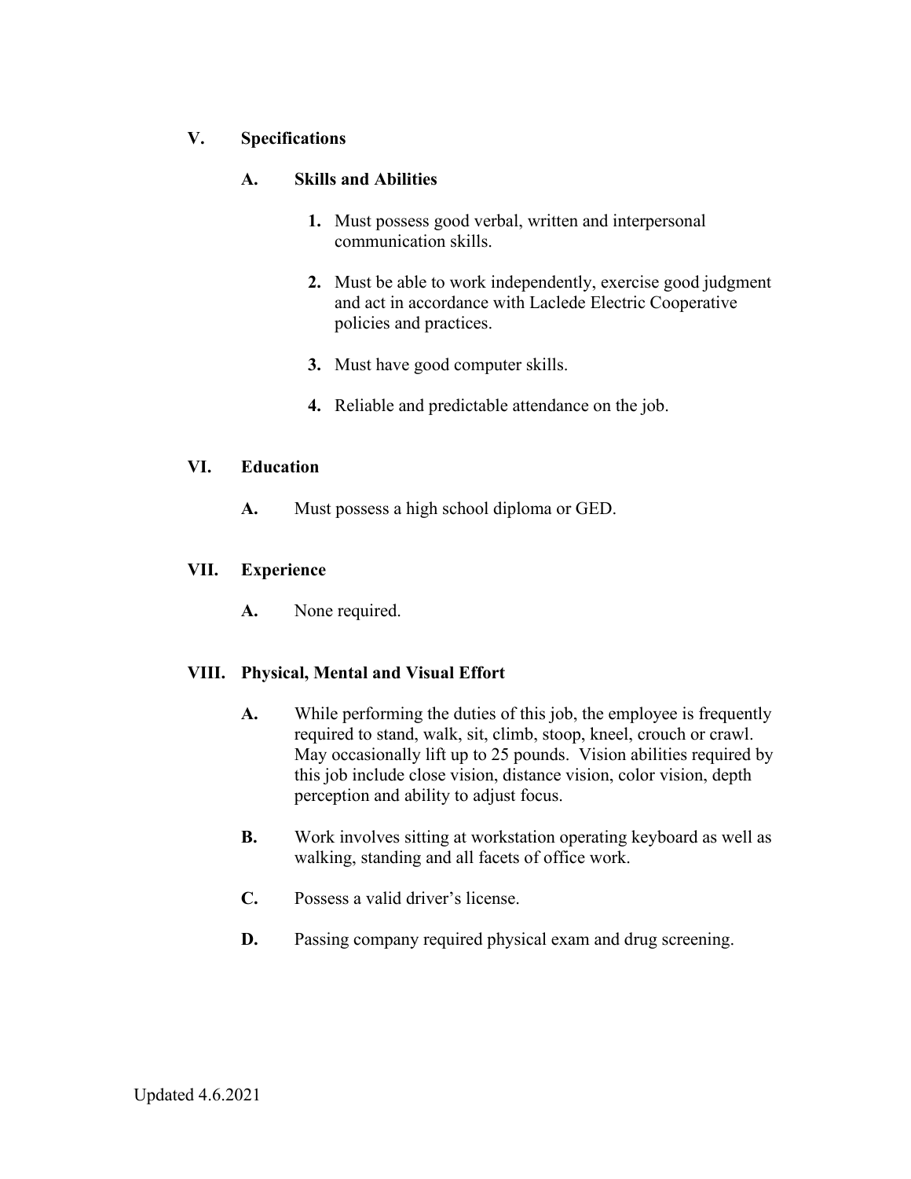## V. Specifications

### A. Skills and Abilities

1. Must possess good verbal, written and interpersonal communication skills.

2. Must be able to work independently, exercise good judgment and act in accordance with Laclede Electric Cooperative policies and practices.

3. Must have good computer skills.

4. Reliable and predictable attendance on the job.

## VI. Education

**A.** Must possess a high school diploma or GED.

## VII. Experience

**A.** None required.

## VIII. Physical, Mental and Visual Effort

**A.** While performing the duties of this job, the employee is frequently required to stand, walk, sit, climb, stoop, kneel, crouch or crawl. May occasionally lift up to 25 pounds. Vision abilities required by this job include close vision, distance vision, color vision, depth perception and ability to adjust focus.

**B.** Work involves sitting at workstation operating keyboard as well as walking, standing and all facets of office work.

**C.** Possess a valid driver's license.

**D.** Passing company required physical exam and drug screening.

Updated 4.6.2021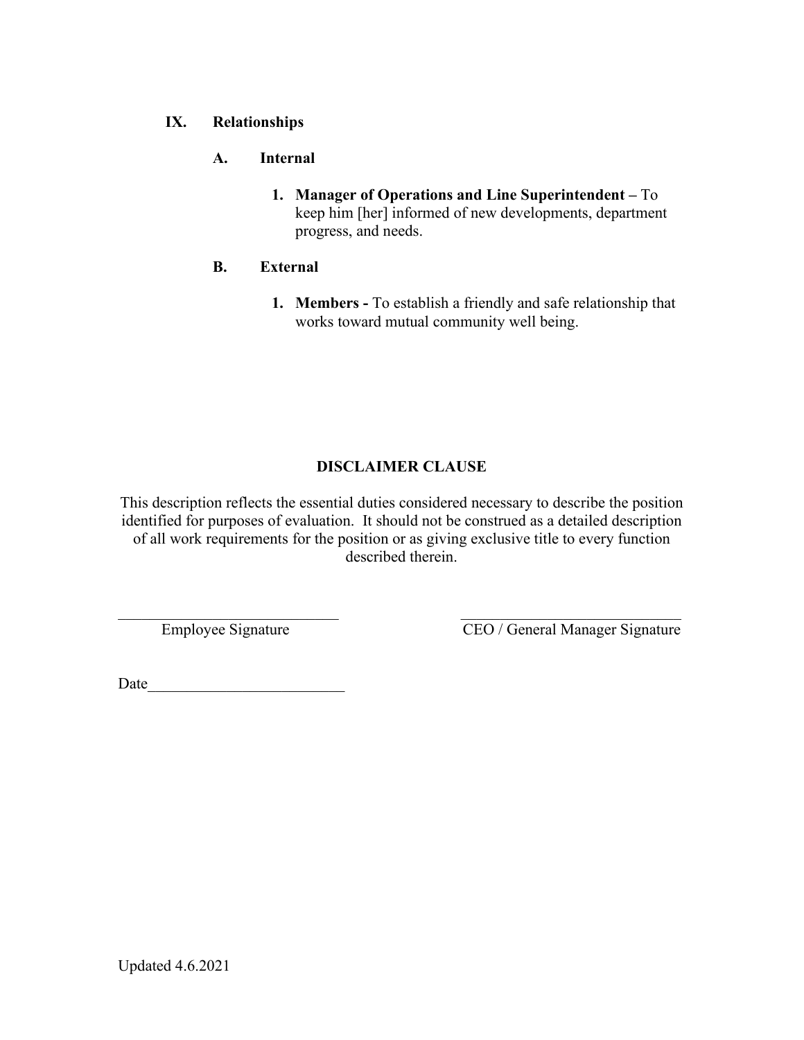## IX. Relationships

### A. Internal

1. **Manager of Operations and Line Superintendent –** To keep him [her] informed of new developments, department progress, and needs.

### B. External

1. **Members -** To establish a friendly and safe relationship that works toward mutual community well being.

**DISCLAIMER CLAUSE**

This description reflects the essential duties considered necessary to describe the position identified for purposes of evaluation. It should not be construed as a detailed description of all work requirements for the position or as giving exclusive title to every function described therein.

____________________________ Employee Signature

____________________________ CEO / General Manager Signature

Date_________________________

Updated 4.6.2021